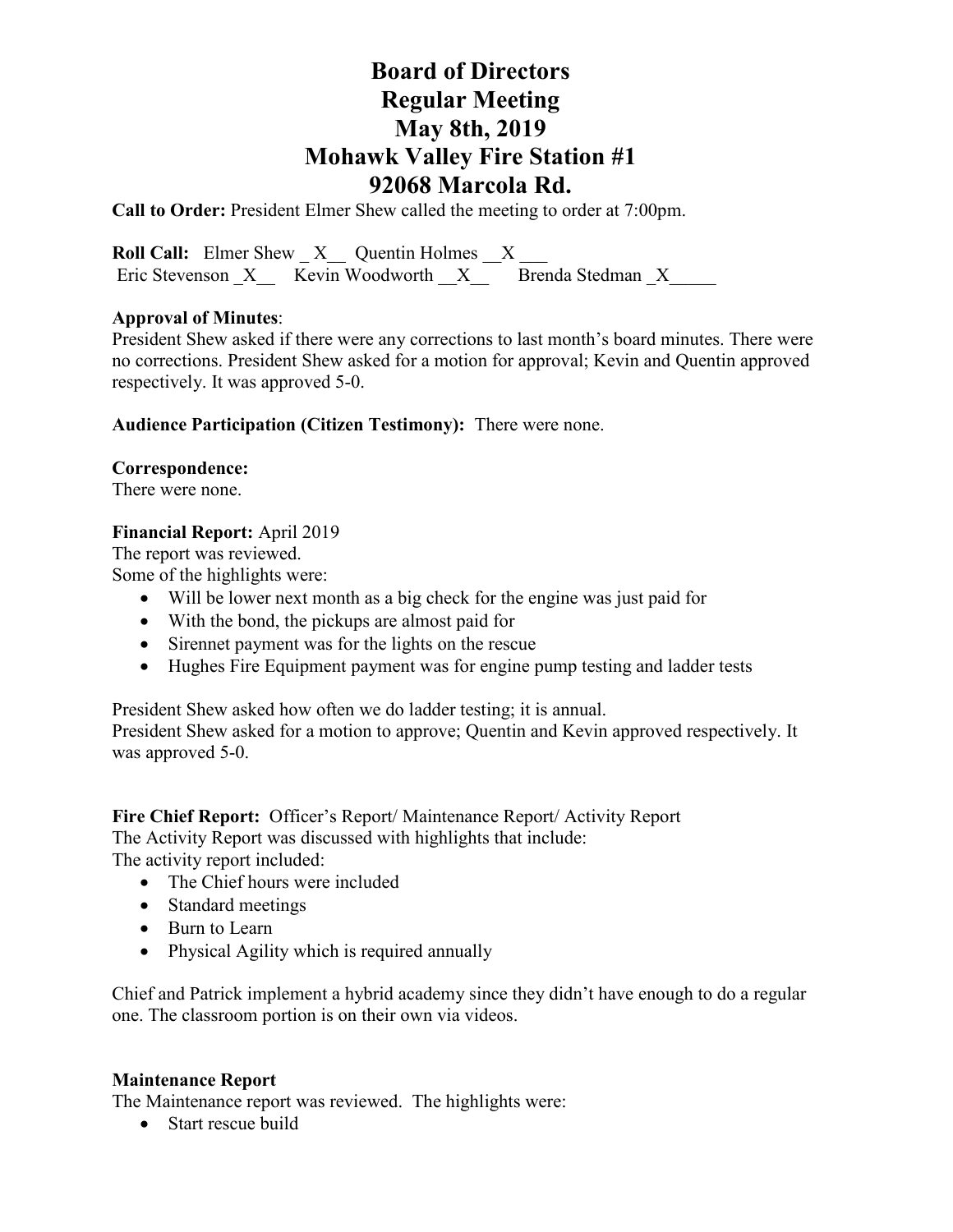# Board of Directors
# Regular Meeting
# May 8th, 2019
# Mohawk Valley Fire Station #1
# 92068 Marcola Rd.

**Call to Order:** President Elmer Shew called the meeting to order at 7:00pm.

**Roll Call:** Elmer Shew _ X__ Quentin Holmes __X ___
Eric Stevenson _X__ Kevin Woodworth __X__ Brenda Stedman _X_____

**Approval of Minutes**:
President Shew asked if there were any corrections to last month's board minutes. There were no corrections. President Shew asked for a motion for approval; Kevin and Quentin approved respectively. It was approved 5-0.

**Audience Participation (Citizen Testimony):** There were none.

**Correspondence:**
There were none.

**Financial Report:** April 2019
The report was reviewed.
Some of the highlights were:

- Will be lower next month as a big check for the engine was just paid for
- With the bond, the pickups are almost paid for
- Sirennet payment was for the lights on the rescue
- Hughes Fire Equipment payment was for engine pump testing and ladder tests

President Shew asked how often we do ladder testing; it is annual.
President Shew asked for a motion to approve; Quentin and Kevin approved respectively. It was approved 5-0.

**Fire Chief Report:** Officer's Report/ Maintenance Report/ Activity Report
The Activity Report was discussed with highlights that include:
The activity report included:

- The Chief hours were included
- Standard meetings
- Burn to Learn
- Physical Agility which is required annually

Chief and Patrick implement a hybrid academy since they didn't have enough to do a regular one. The classroom portion is on their own via videos.

**Maintenance Report**
The Maintenance report was reviewed. The highlights were:

- Start rescue build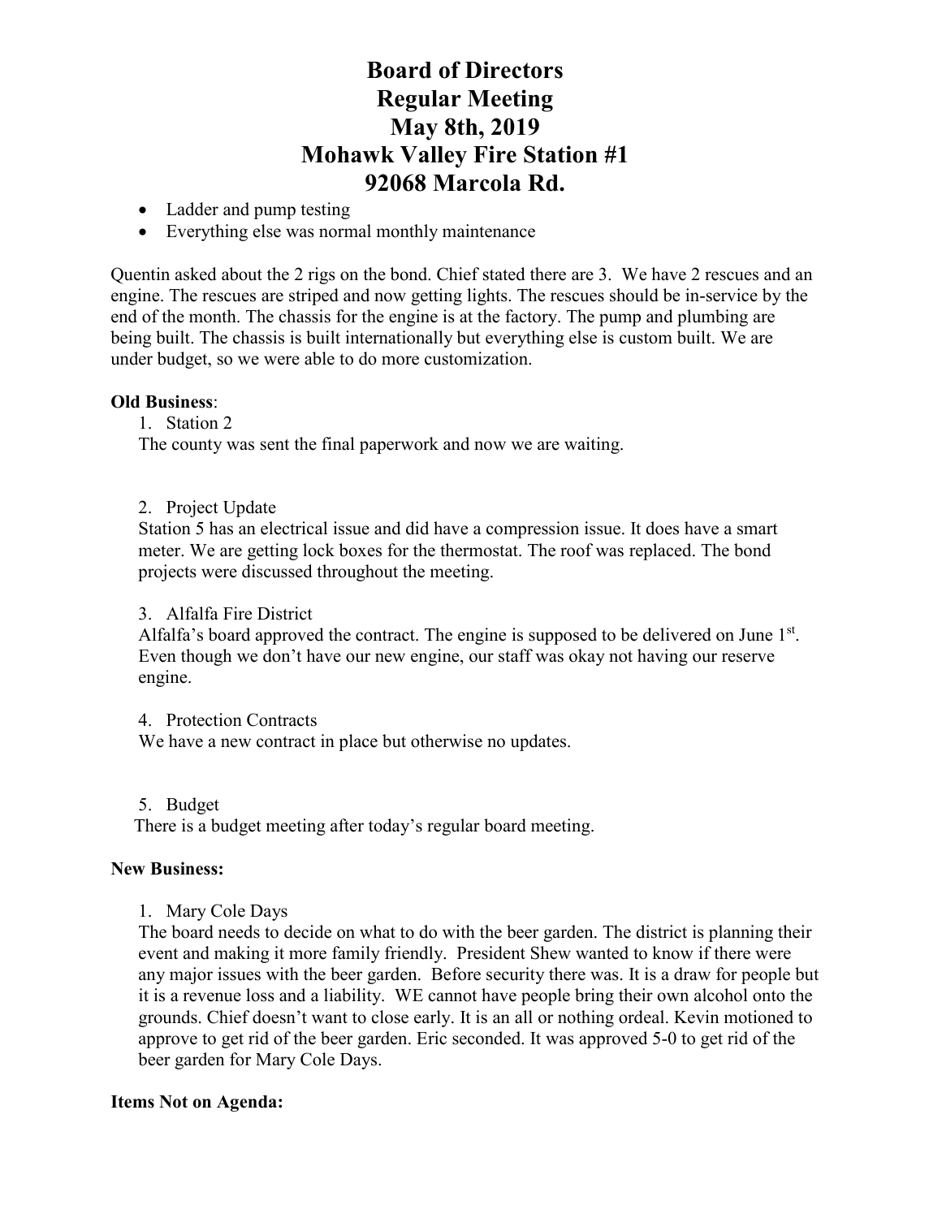# Board of Directors
# Regular Meeting
# May 8th, 2019
# Mohawk Valley Fire Station #1
# 92068 Marcola Rd.

- Ladder and pump testing
- Everything else was normal monthly maintenance

Quentin asked about the 2 rigs on the bond. Chief stated there are 3. We have 2 rescues and an engine. The rescues are striped and now getting lights. The rescues should be in-service by the end of the month. The chassis for the engine is at the factory. The pump and plumbing are being built. The chassis is built internationally but everything else is custom built. We are under budget, so we were able to do more customization.

**Old Business**:

1. Station 2

   The county was sent the final paperwork and now we are waiting.

2. Project Update

   Station 5 has an electrical issue and did have a compression issue. It does have a smart meter. We are getting lock boxes for the thermostat. The roof was replaced. The bond projects were discussed throughout the meeting.

3. Alfalfa Fire District

   Alfalfa's board approved the contract. The engine is supposed to be delivered on June 1st. Even though we don't have our new engine, our staff was okay not having our reserve engine.

4. Protection Contracts

   We have a new contract in place but otherwise no updates.

5. Budget

   There is a budget meeting after today's regular board meeting.

**New Business:**

1. Mary Cole Days

   The board needs to decide on what to do with the beer garden. The district is planning their event and making it more family friendly. President Shew wanted to know if there were any major issues with the beer garden. Before security there was. It is a draw for people but it is a revenue loss and a liability. WE cannot have people bring their own alcohol onto the grounds. Chief doesn't want to close early. It is an all or nothing ordeal. Kevin motioned to approve to get rid of the beer garden. Eric seconded. It was approved 5-0 to get rid of the beer garden for Mary Cole Days.

**Items Not on Agenda:**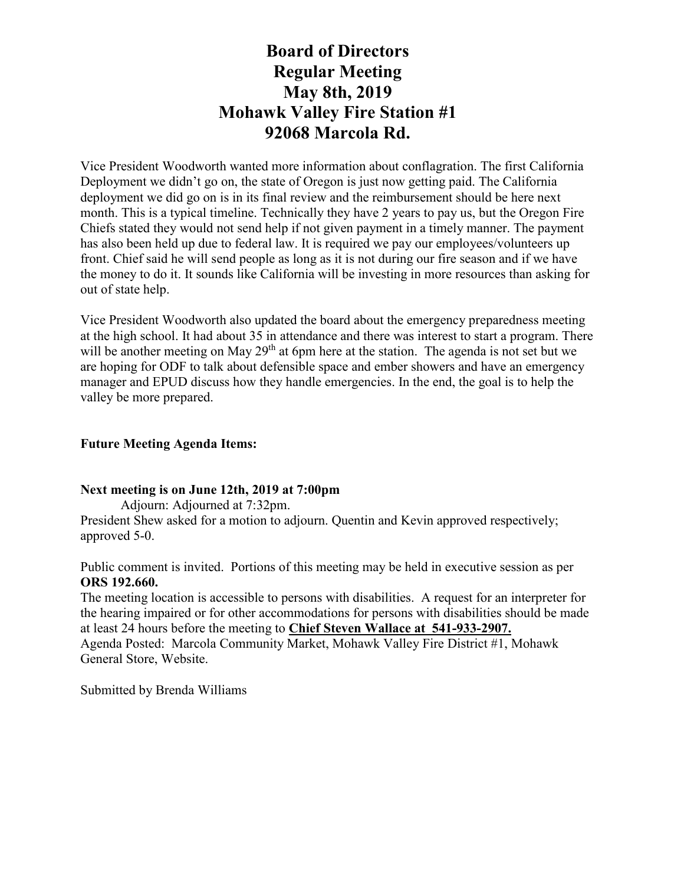# Board of Directors
# Regular Meeting
# May 8th, 2019
# Mohawk Valley Fire Station #1
# 92068 Marcola Rd.

Vice President Woodworth wanted more information about conflagration. The first California Deployment we didn't go on, the state of Oregon is just now getting paid. The California deployment we did go on is in its final review and the reimbursement should be here next month. This is a typical timeline. Technically they have 2 years to pay us, but the Oregon Fire Chiefs stated they would not send help if not given payment in a timely manner. The payment has also been held up due to federal law. It is required we pay our employees/volunteers up front. Chief said he will send people as long as it is not during our fire season and if we have the money to do it. It sounds like California will be investing in more resources than asking for out of state help.

Vice President Woodworth also updated the board about the emergency preparedness meeting at the high school. It had about 35 in attendance and there was interest to start a program. There will be another meeting on May 29th at 6pm here at the station. The agenda is not set but we are hoping for ODF to talk about defensible space and ember showers and have an emergency manager and EPUD discuss how they handle emergencies. In the end, the goal is to help the valley be more prepared.

**Future Meeting Agenda Items:**

**Next meeting is on June 12th, 2019 at 7:00pm**

Adjourn: Adjourned at 7:32pm.

President Shew asked for a motion to adjourn. Quentin and Kevin approved respectively; approved 5-0.

Public comment is invited. Portions of this meeting may be held in executive session as per **ORS 192.660.**

The meeting location is accessible to persons with disabilities. A request for an interpreter for the hearing impaired or for other accommodations for persons with disabilities should be made at least 24 hours before the meeting to **Chief Steven Wallace at 541-933-2907.**

Agenda Posted: Marcola Community Market, Mohawk Valley Fire District #1, Mohawk General Store, Website.

Submitted by Brenda Williams